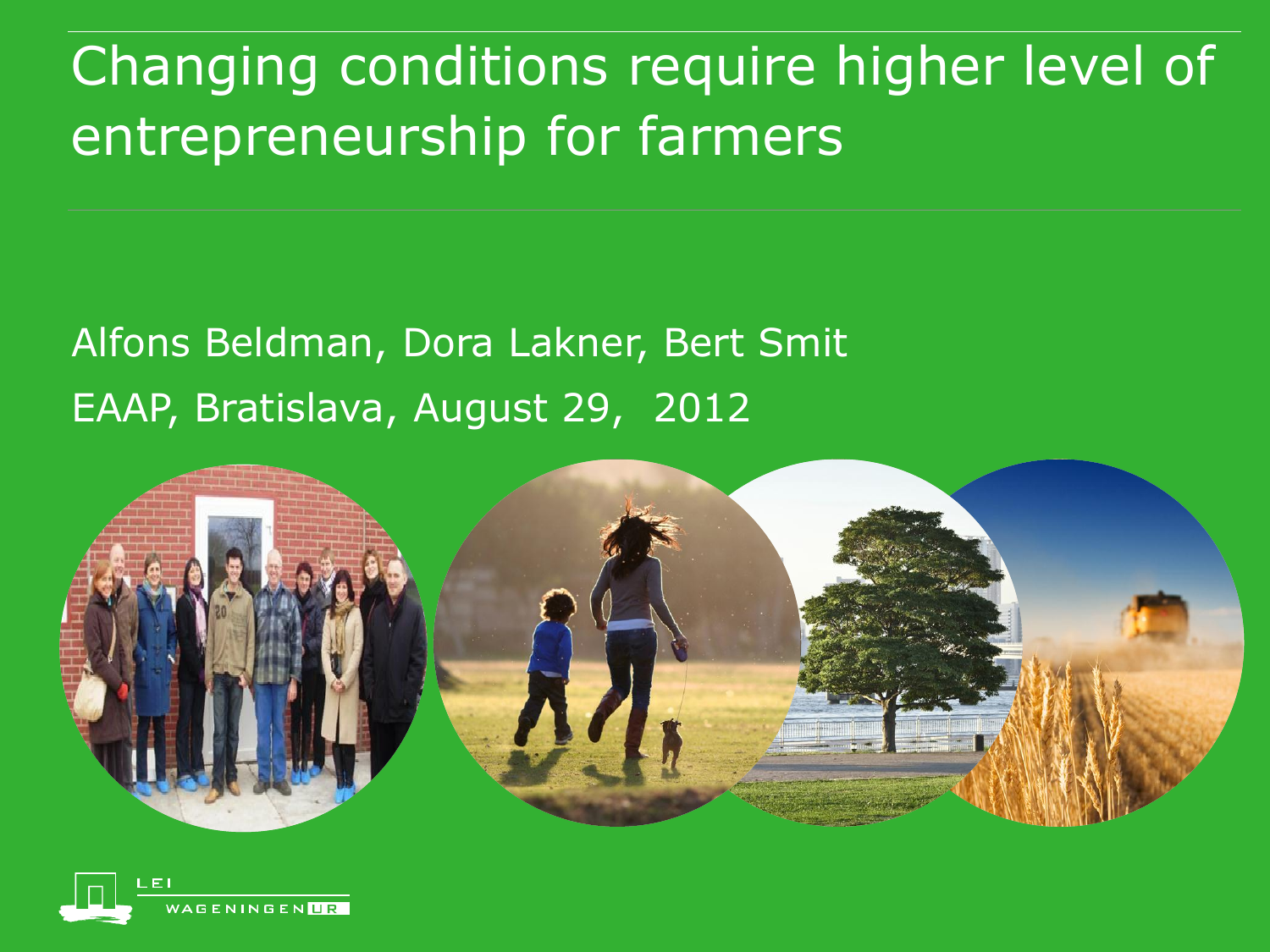# Changing conditions require higher level of entrepreneurship for farmers

Alfons Beldman, Dora Lakner, Bert Smit

EAAP, Bratislava, August 29, 2012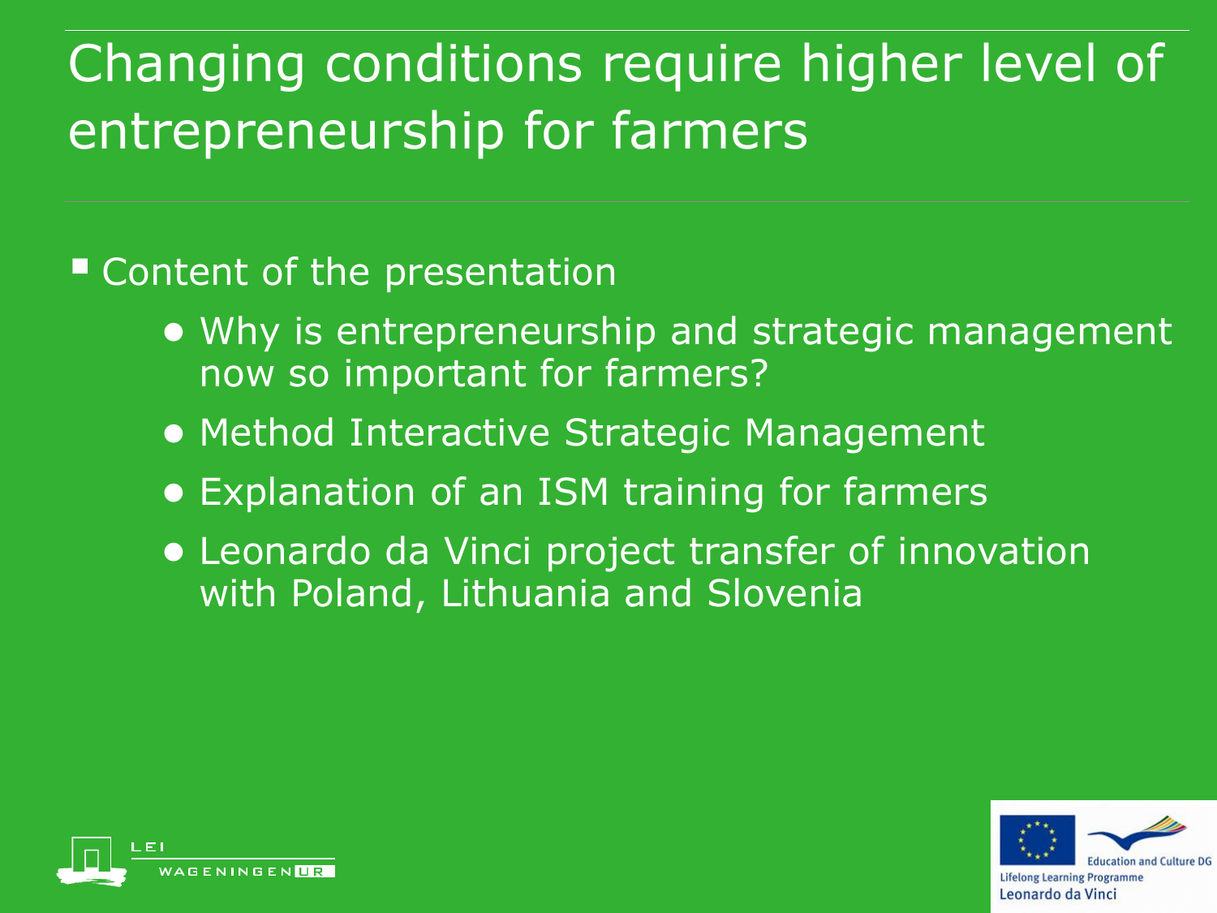# Changing conditions require higher level of entrepreneurship for farmers

- Content of the presentation
  - Why is entrepreneurship and strategic management now so important for farmers?
  - Method Interactive Strategic Management
  - Explanation of an ISM training for farmers
  - Leonardo da Vinci project transfer of innovation with Poland, Lithuania and Slovenia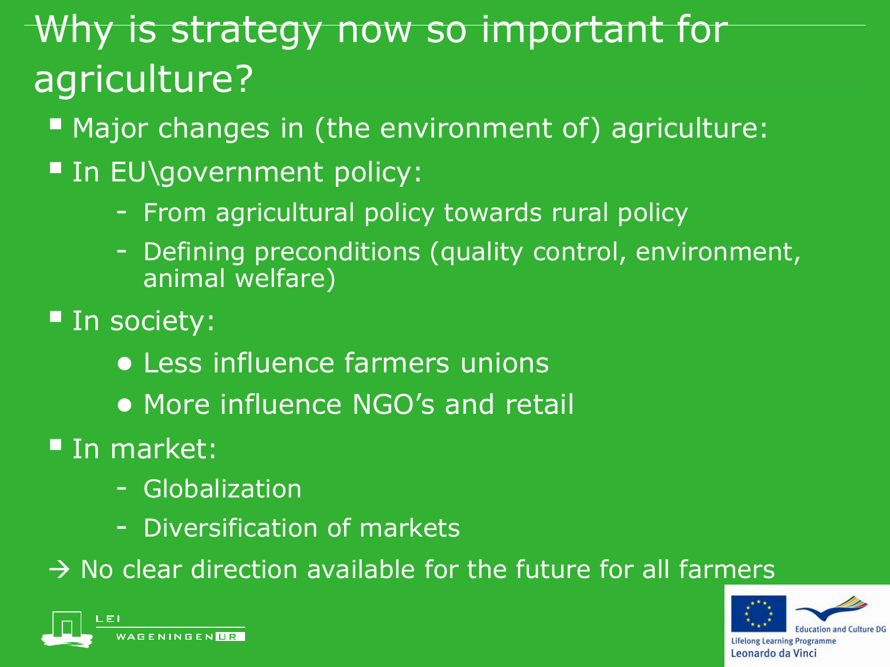# Why is strategy now so important for agriculture?

- Major changes in (the environment of) agriculture:
- In EU\government policy:
  - From agricultural policy towards rural policy
  - Defining preconditions (quality control, environment, animal welfare)
- In society:
  - Less influence farmers unions
  - More influence NGO's and retail
- In market:
  - Globalization
  - Diversification of markets

→ No clear direction available for the future for all farmers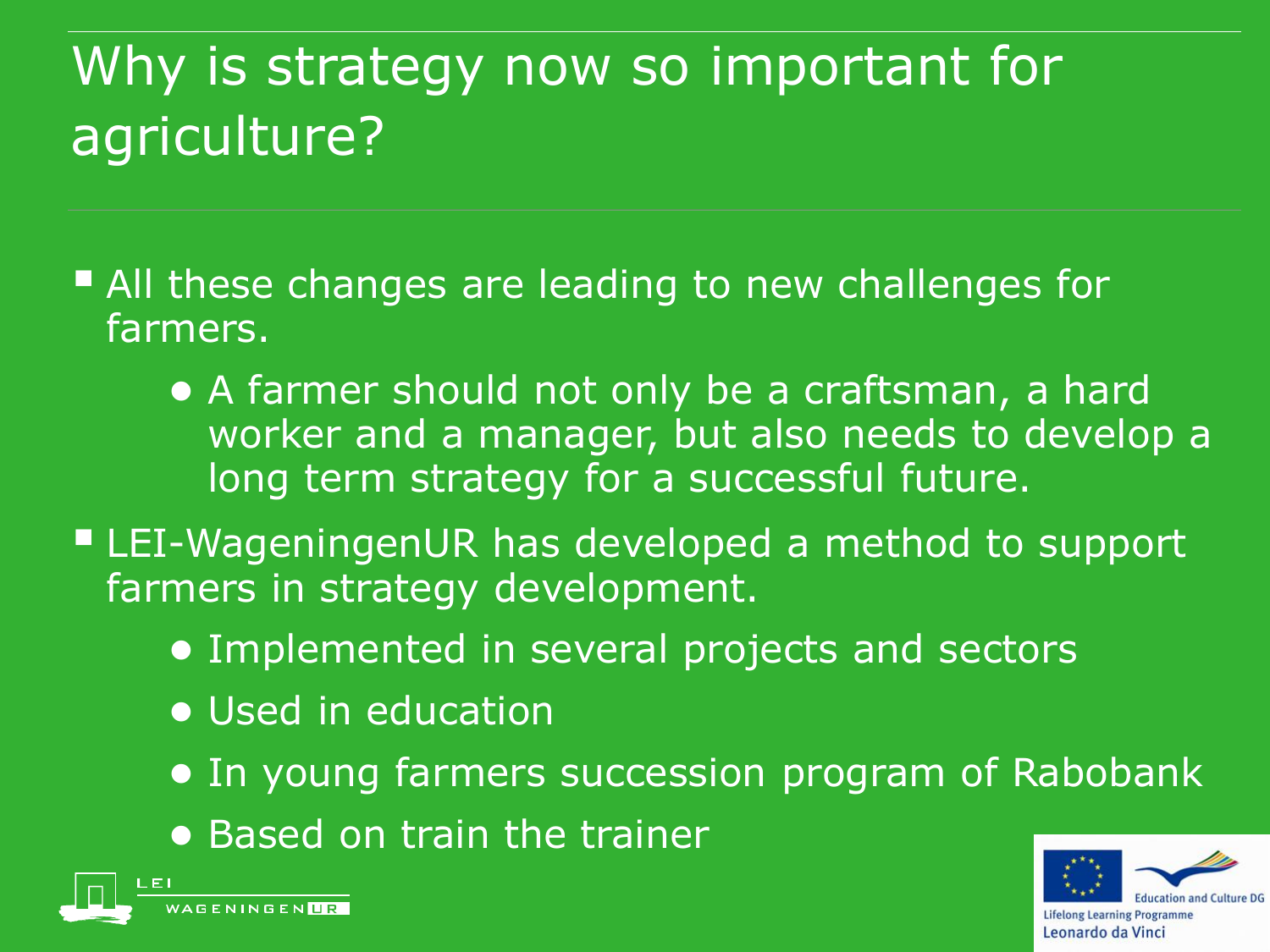# Why is strategy now so important for agriculture?

- All these changes are leading to new challenges for farmers.
  - A farmer should not only be a craftsman, a hard worker and a manager, but also needs to develop a long term strategy for a successful future.
- LEI-WageningenUR has developed a method to support farmers in strategy development.
  - Implemented in several projects and sectors
  - Used in education
  - In young farmers succession program of Rabobank
  - Based on train the trainer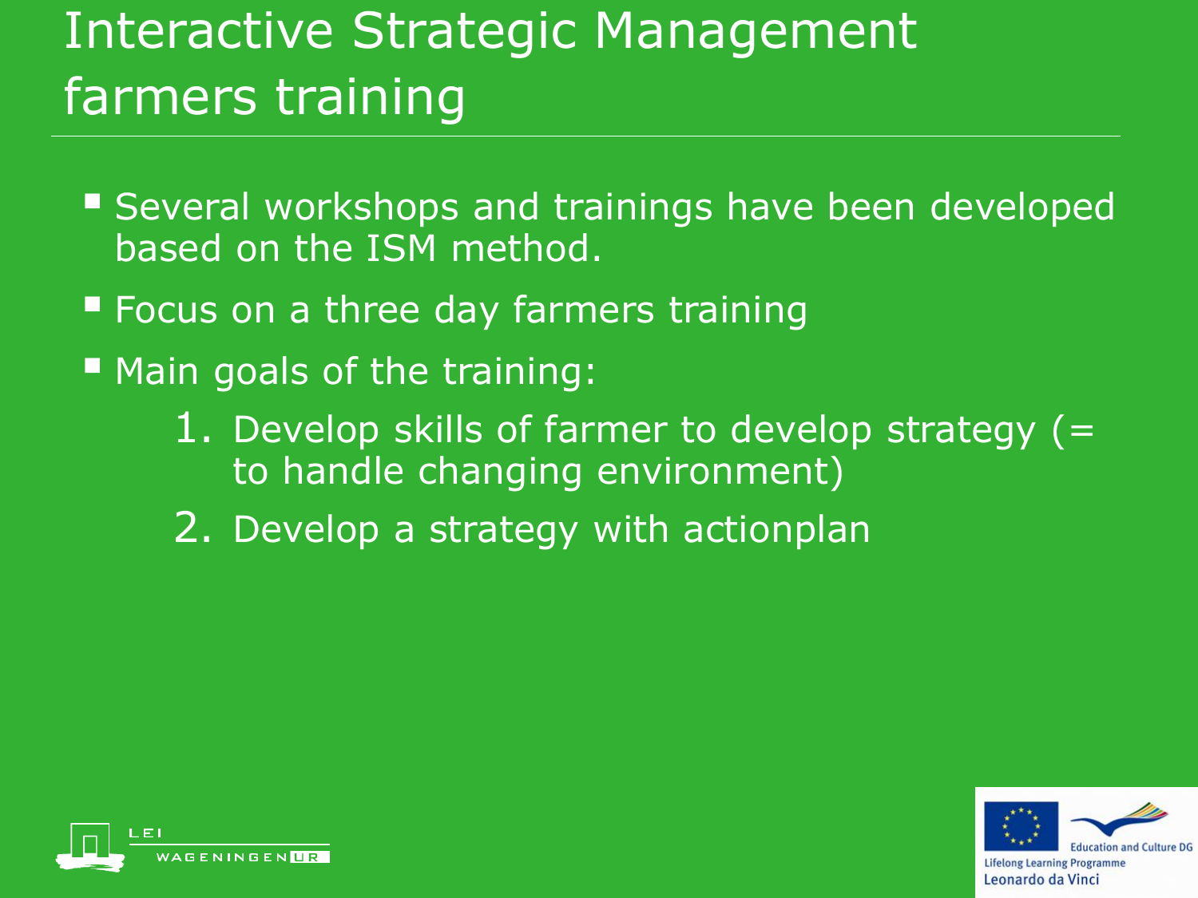# Interactive Strategic Management farmers training

- Several workshops and trainings have been developed based on the ISM method.
- Focus on a three day farmers training
- Main goals of the training:
  1. Develop skills of farmer to develop strategy (= to handle changing environment)
  2. Develop a strategy with actionplan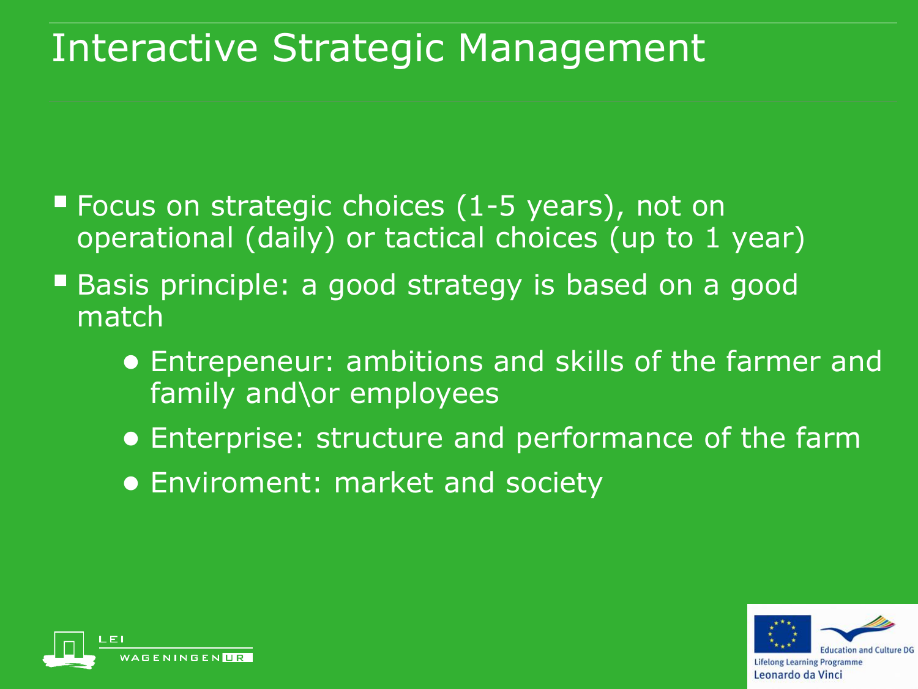# Interactive Strategic Management

- Focus on strategic choices (1-5 years), not on operational (daily) or tactical choices (up to 1 year)
- Basis principle: a good strategy is based on a good match
  - Entrepeneur: ambitions and skills of the farmer and family and\or employees
  - Enterprise: structure and performance of the farm
  - Enviroment: market and society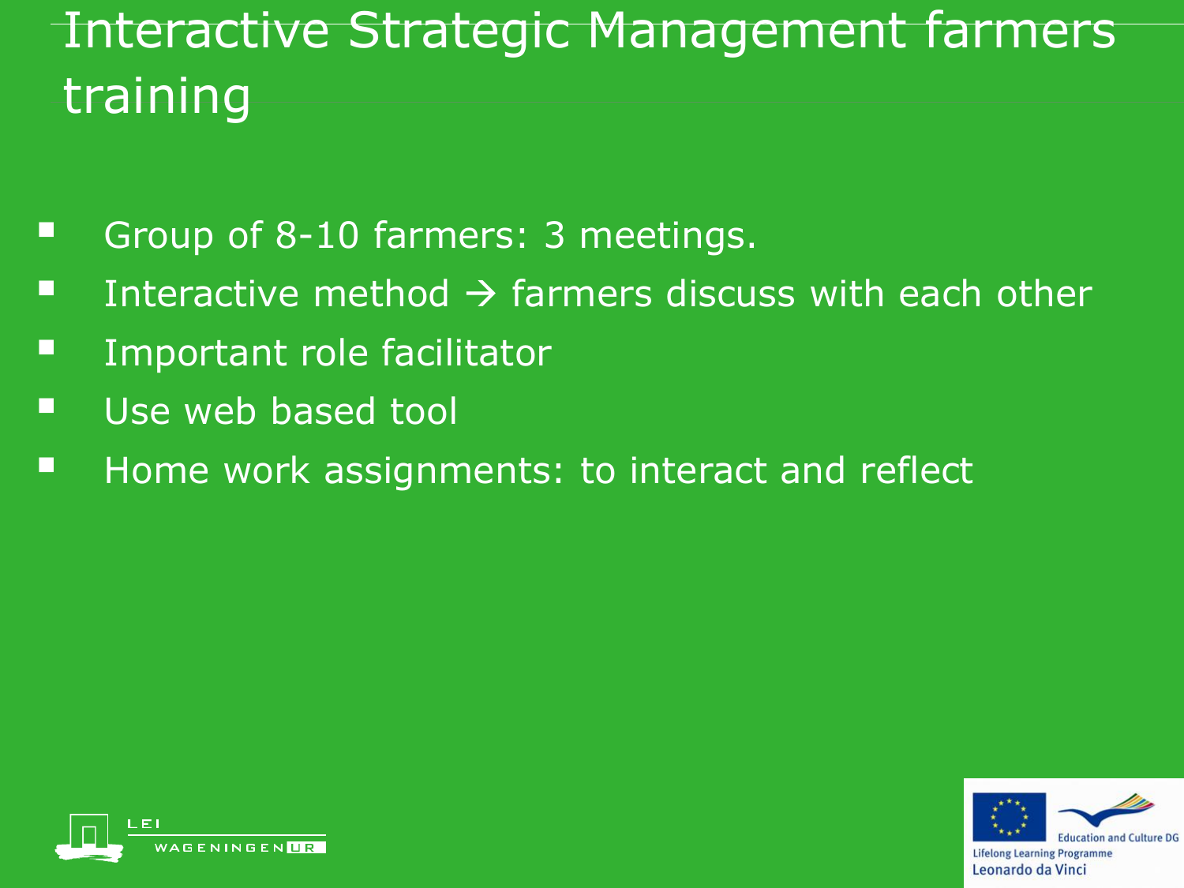# Interactive Strategic Management farmers training

- Group of 8-10 farmers: 3 meetings.
- Interactive method → farmers discuss with each other
- Important role facilitator
- Use web based tool
- Home work assignments: to interact and reflect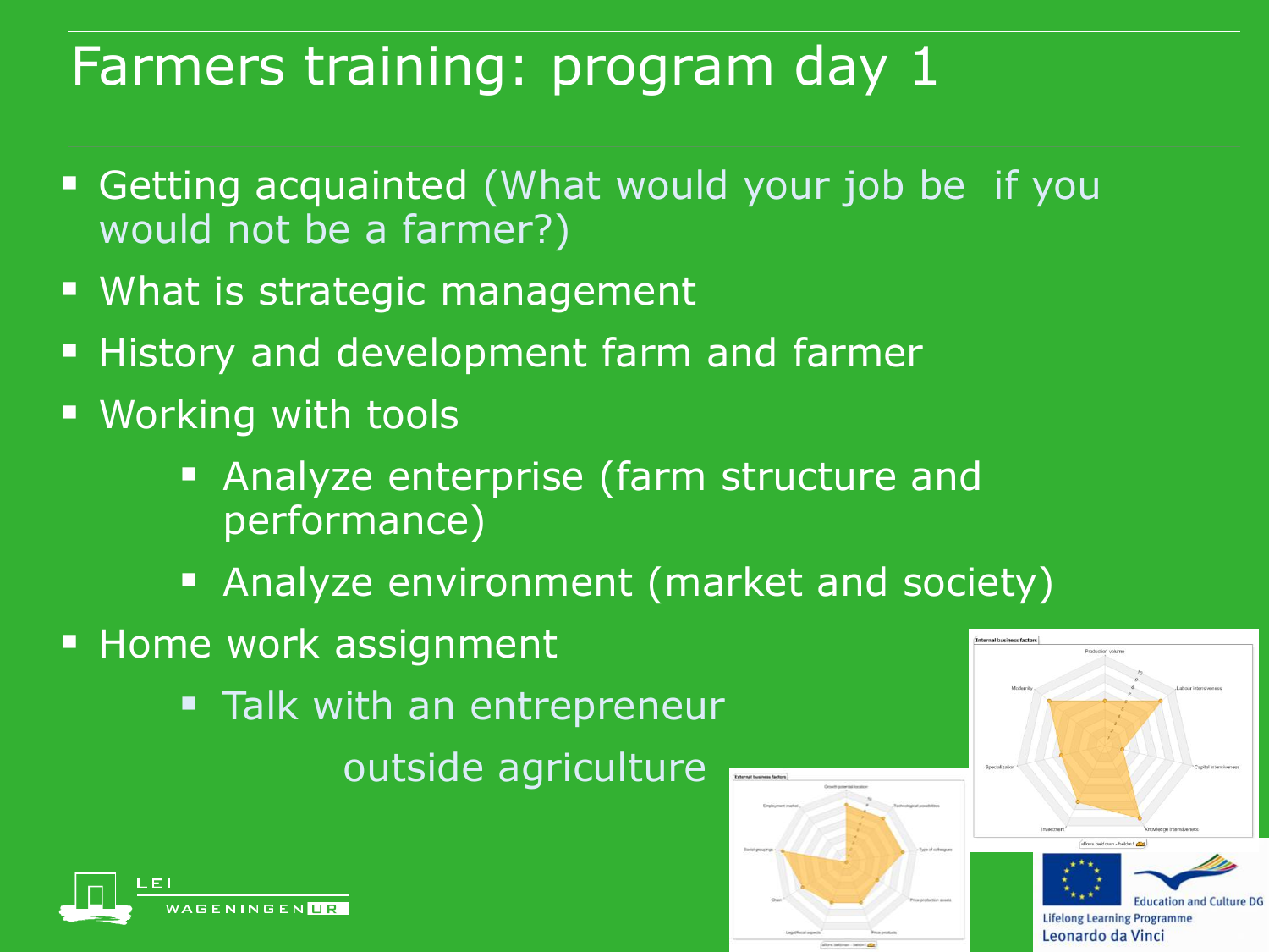# Farmers training: program day 1

- Getting acquainted (What would your job be if you would not be a farmer?)
- What is strategic management
- History and development farm and farmer
- Working with tools
  - Analyze enterprise (farm structure and performance)
  - Analyze environment (market and society)
- Home work assignment
  - Talk with an entrepreneur outside agriculture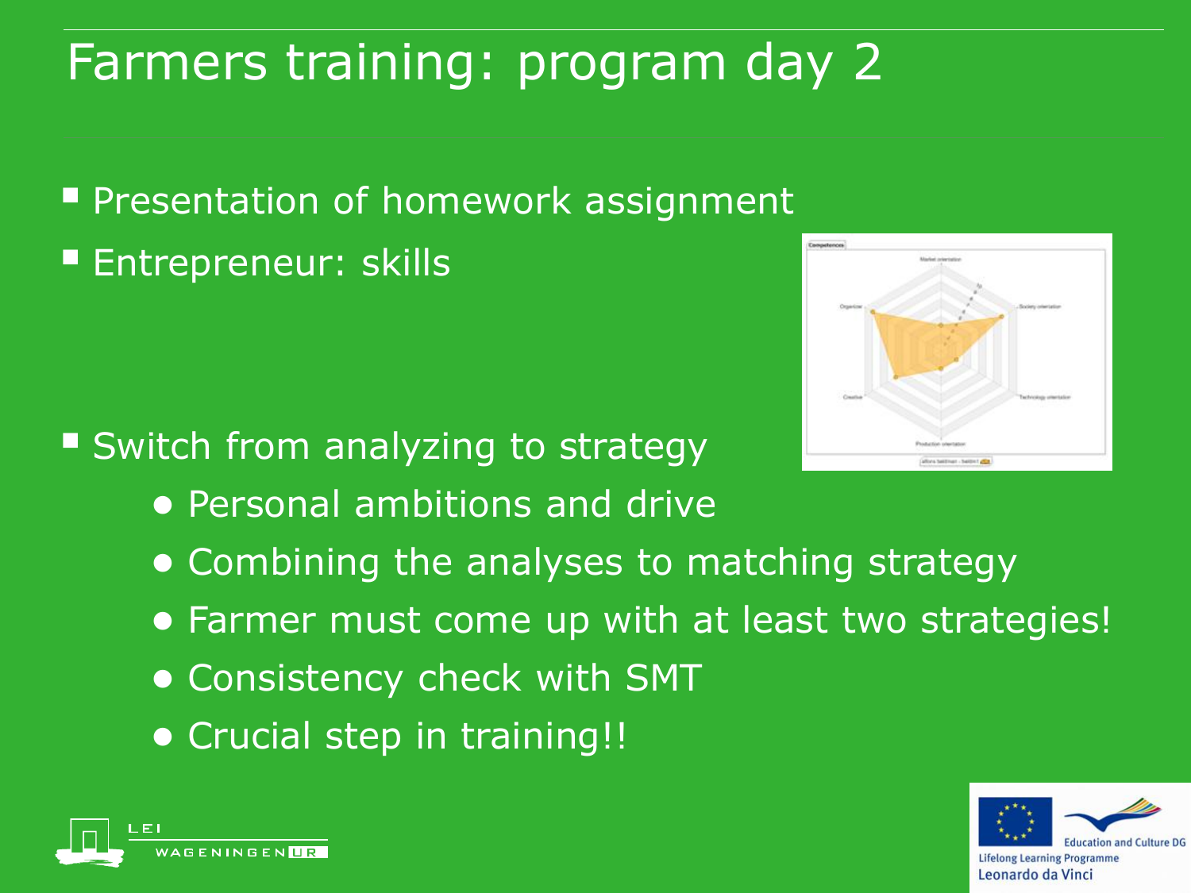# Farmers training: program day 2

- Presentation of homework assignment
- Entrepreneur: skills
- Switch from analyzing to strategy
  - Personal ambitions and drive
  - Combining the analyses to matching strategy
  - Farmer must come up with at least two strategies!
  - Consistency check with SMT
  - Crucial step in training!!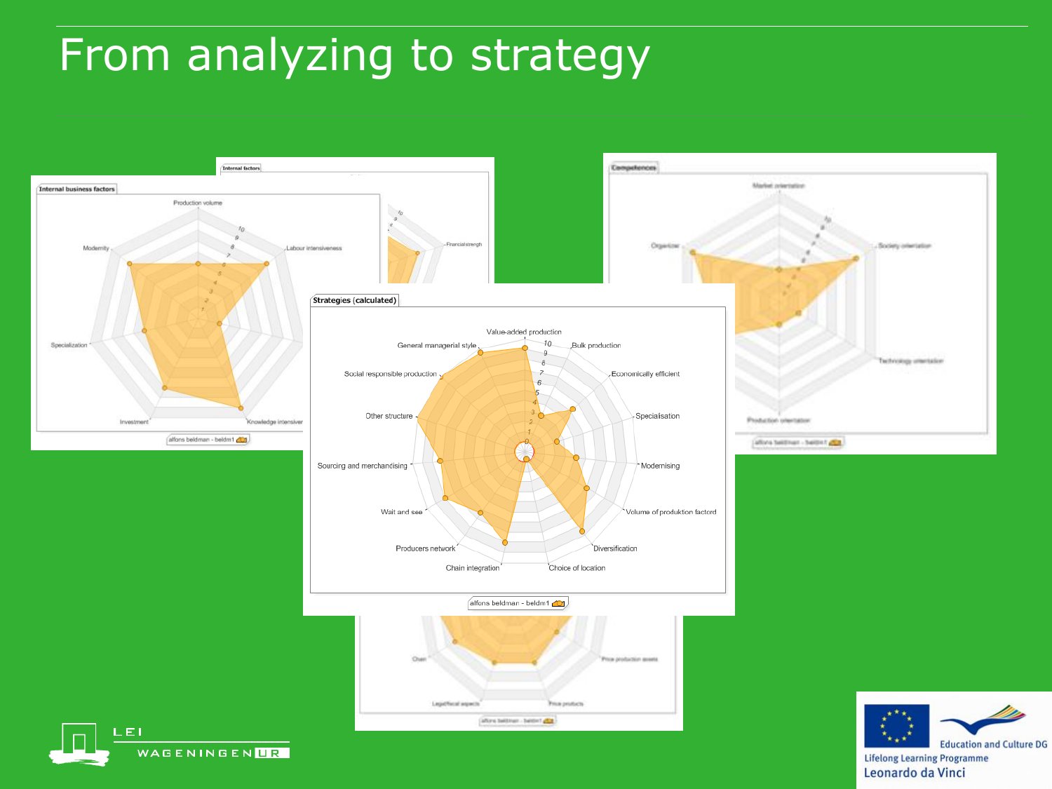# From analyzing to strategy

Internal business factors

Production volume

Labour intensiveness

Knowledge intensive

Investment

Specialization

Modernity

alfons beldman - beldm1

Internal factors

Financial strength

Competences

Market orientation

Society orientation

Technology orientation

Production orientation

Organizer

Strategies (calculated)

Value-added production

Bulk production

Economically efficient

Specialisation

Modernising

Volume of produktion factord

Diversification

Choice of location

Chain integration

Producers network

Wait and see

Sourcing and merchandising

Other structure

Social responsible production

General managerial style

alfons beldman - beldm1

Chain

Legal/fiscal aspects

Price products

Price production assets

LEI WAGENINGEN UR

Education and Culture DG

Lifelong Learning Programme

Leonardo da Vinci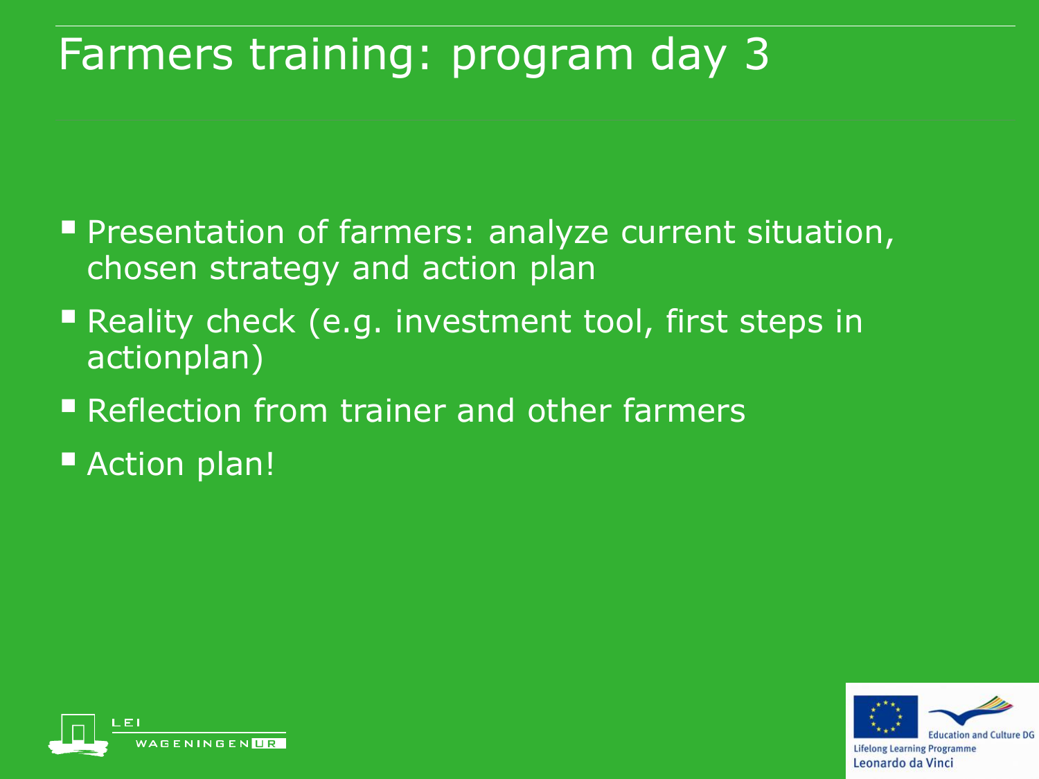# Farmers training: program day 3

- Presentation of farmers: analyze current situation, chosen strategy and action plan
- Reality check (e.g. investment tool, first steps in actionplan)
- Reflection from trainer and other farmers
- Action plan!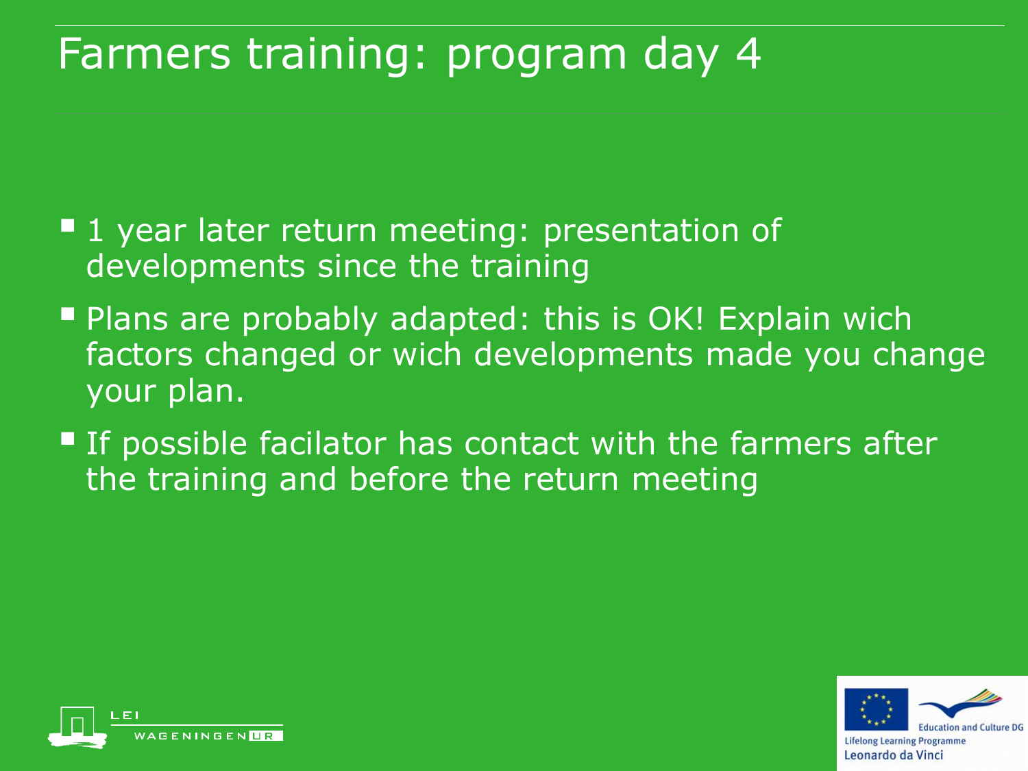# Farmers training: program day 4

- 1 year later return meeting: presentation of developments since the training
- Plans are probably adapted: this is OK! Explain wich factors changed or wich developments made you change your plan.
- If possible facilator has contact with the farmers after the training and before the return meeting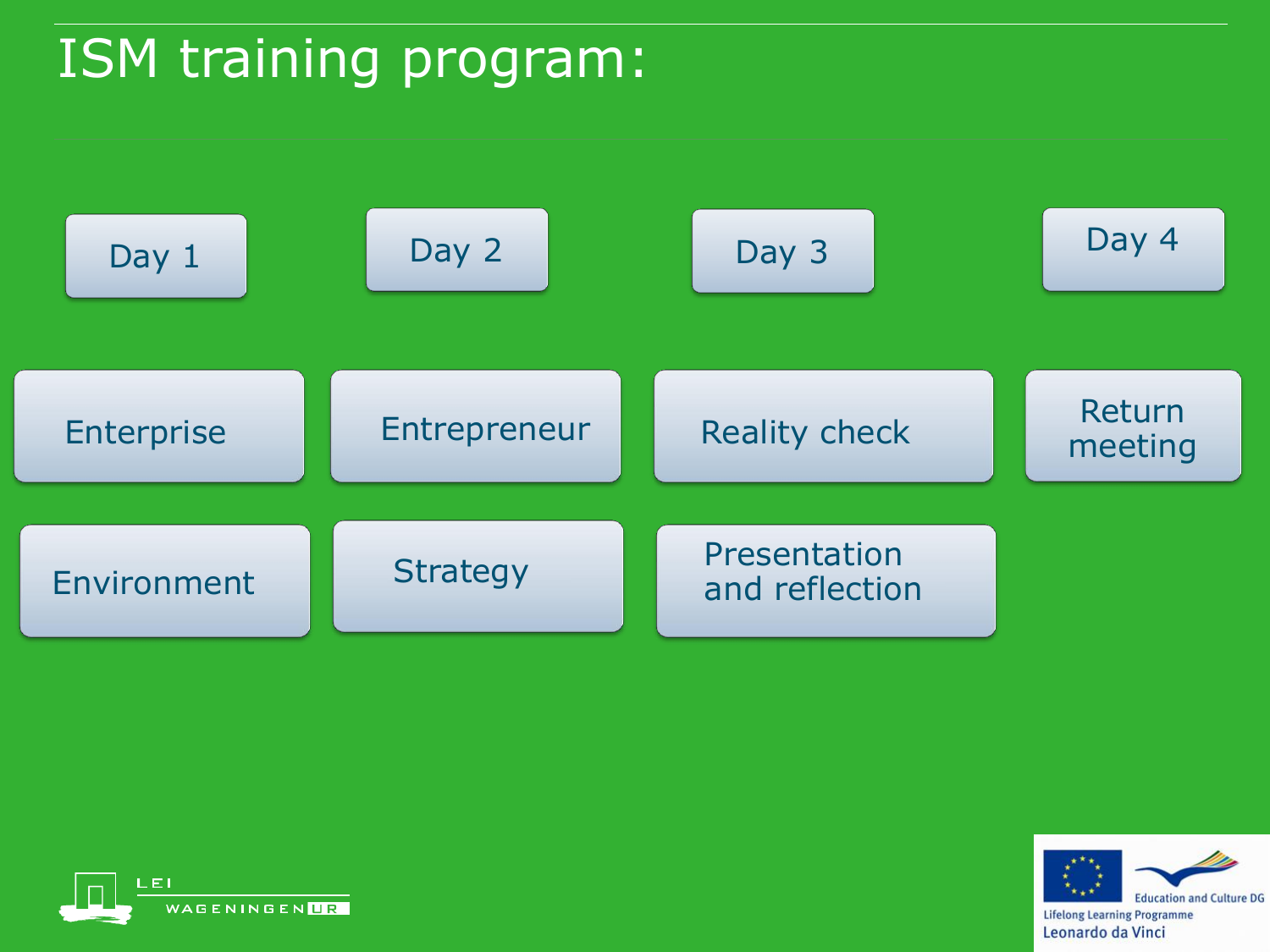# ISM training program:

| Day 1 | Day 2 | Day 3 | Day 4 |
| --- | --- | --- | --- |
| Enterprise | Entrepreneur | Reality check | Return meeting |
| Environment | Strategy | Presentation and reflection | |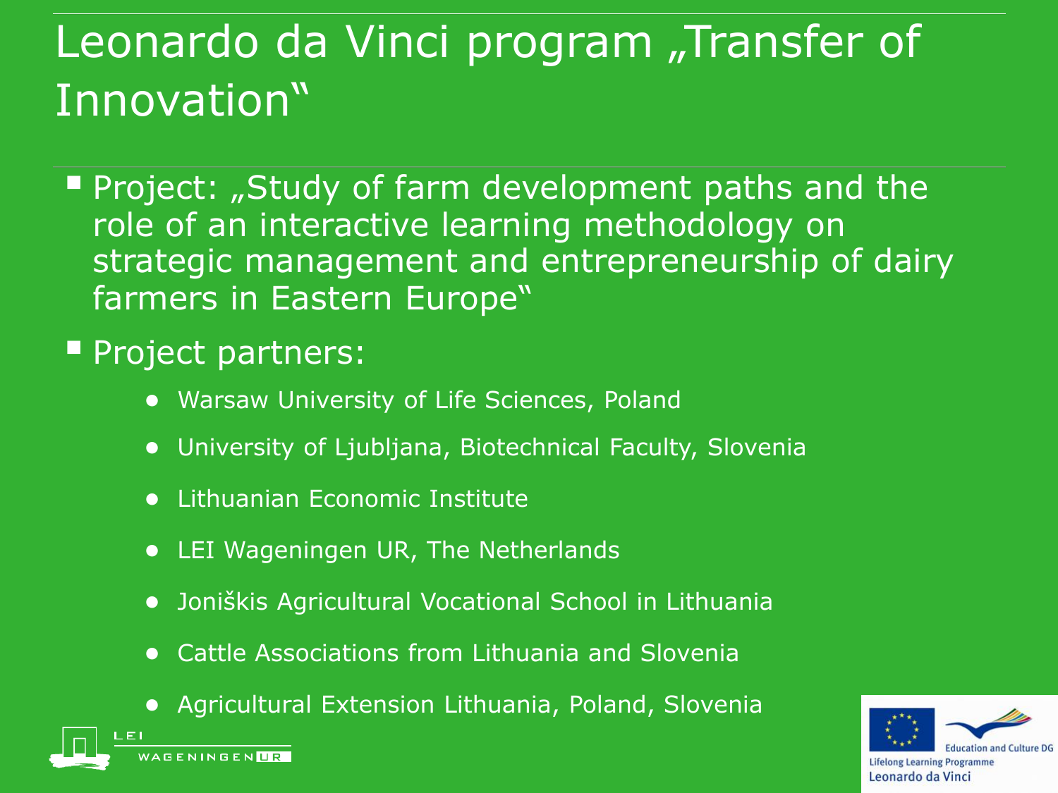# Leonardo da Vinci program „Transfer of Innovation"

- Project: „Study of farm development paths and the role of an interactive learning methodology on strategic management and entrepreneurship of dairy farmers in Eastern Europe"
- Project partners:
  - Warsaw University of Life Sciences, Poland
  - University of Ljubljana, Biotechnical Faculty, Slovenia
  - Lithuanian Economic Institute
  - LEI Wageningen UR, The Netherlands
  - Joniškis Agricultural Vocational School in Lithuania
  - Cattle Associations from Lithuania and Slovenia
  - Agricultural Extension Lithuania, Poland, Slovenia

LEI WAGENINGEN UR

Education and Culture DG
Lifelong Learning Programme
Leonardo da Vinci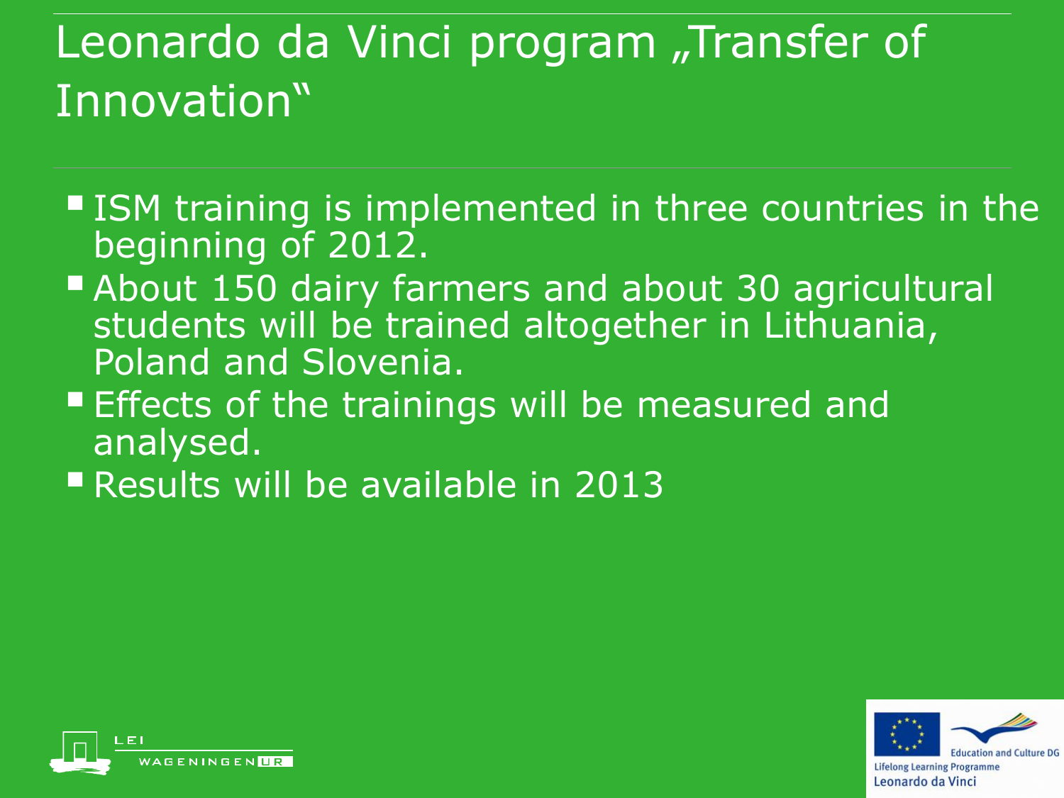# Leonardo da Vinci program „Transfer of Innovation"

- ISM training is implemented in three countries in the beginning of 2012.
- About 150 dairy farmers and about 30 agricultural students will be trained altogether in Lithuania, Poland and Slovenia.
- Effects of the trainings will be measured and analysed.
- Results will be available in 2013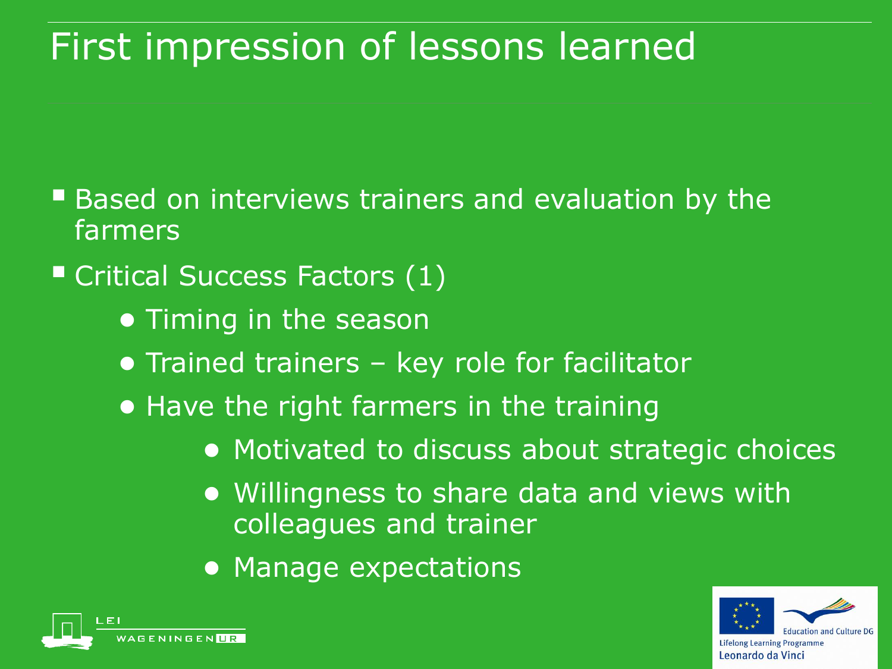# First impression of lessons learned

- Based on interviews trainers and evaluation by the farmers
- Critical Success Factors (1)
  - Timing in the season
  - Trained trainers – key role for facilitator
  - Have the right farmers in the training
    - Motivated to discuss about strategic choices
    - Willingness to share data and views with colleagues and trainer
    - Manage expectations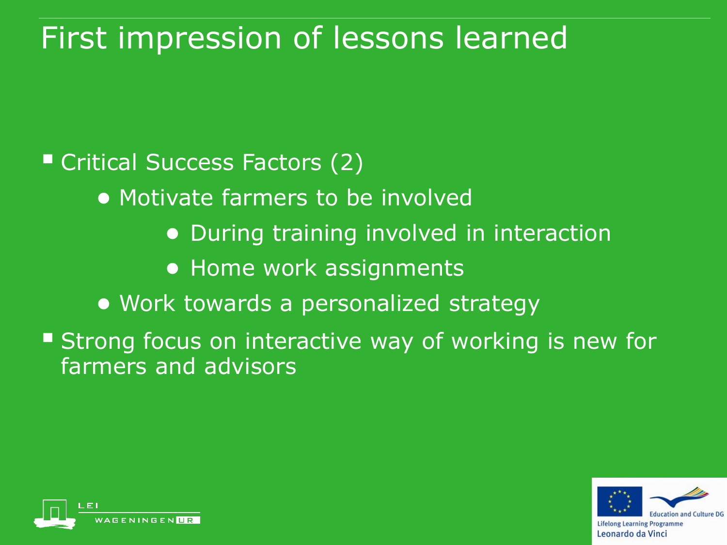# First impression of lessons learned

- Critical Success Factors (2)
  - Motivate farmers to be involved
    - During training involved in interaction
    - Home work assignments
  - Work towards a personalized strategy
- Strong focus on interactive way of working is new for farmers and advisors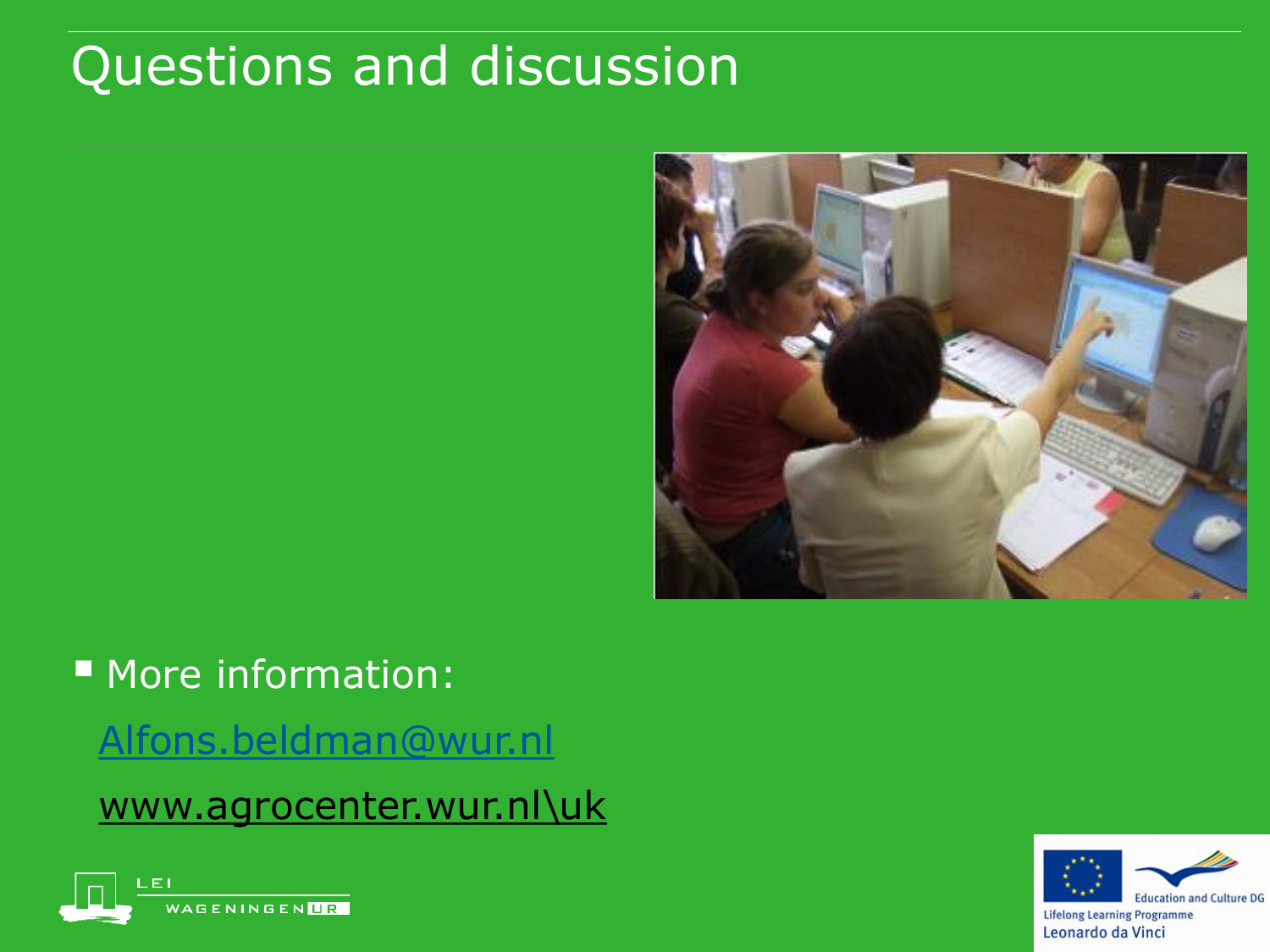# Questions and discussion

- More information:

  Alfons.beldman@wur.nl

  www.agrocenter.wur.nl\uk